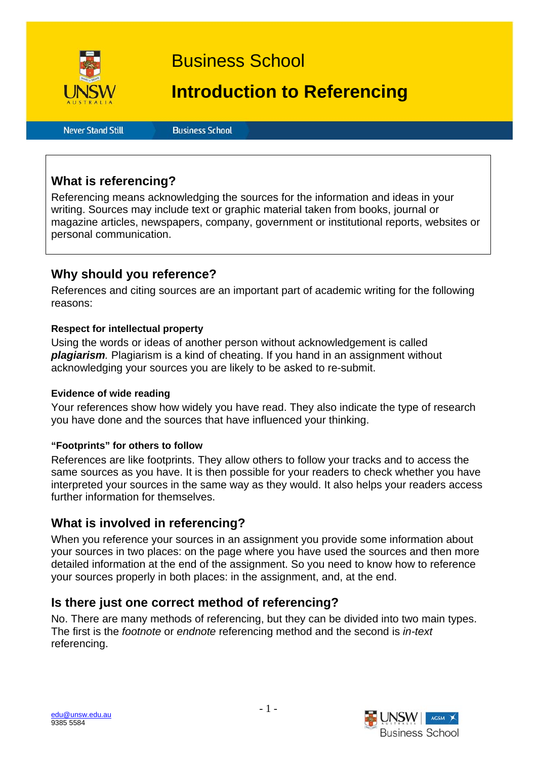Business School

# Introduction to Referencing

Never Stand Still | Business School

## What is referencing?

Referencing means acknowledging the sources for the information and ideas in your writing. Sources may include text or graphic material taken from books, journal or magazine articles, newspapers, company, government or institutional reports, websites or personal communication.

## Why should you reference?

References and citing sources are an important part of academic writing for the following reasons:

### Respect for intellectual property

Using the words or ideas of another person without acknowledgement is called ***plagiarism***. Plagiarism is a kind of cheating. If you hand in an assignment without acknowledging your sources you are likely to be asked to re-submit.

### Evidence of wide reading

Your references show how widely you have read. They also indicate the type of research you have done and the sources that have influenced your thinking.

### "Footprints" for others to follow

References are like footprints. They allow others to follow your tracks and to access the same sources as you have. It is then possible for your readers to check whether you have interpreted your sources in the same way as they would. It also helps your readers access further information for themselves.

## What is involved in referencing?

When you reference your sources in an assignment you provide some information about your sources in two places: on the page where you have used the sources and then more detailed information at the end of the assignment. So you need to know how to reference your sources properly in both places: in the assignment, and, at the end.

## Is there just one correct method of referencing?

No. There are many methods of referencing, but they can be divided into two main types. The first is the *footnote* or *endnote* referencing method and the second is *in-text* referencing.

edu@unsw.edu.au
9385 5584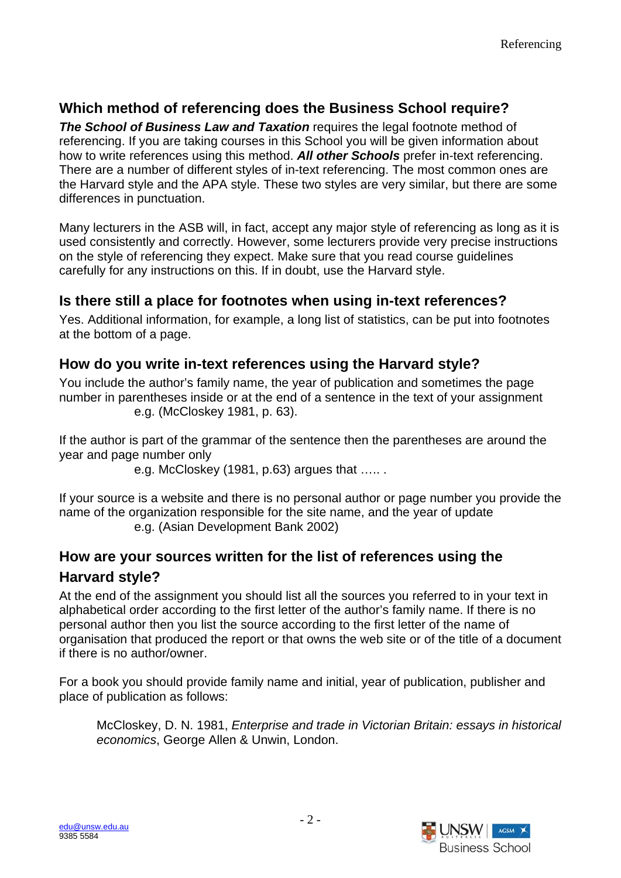## Which method of referencing does the Business School require?

***The School of Business Law and Taxation*** requires the legal footnote method of referencing. If you are taking courses in this School you will be given information about how to write references using this method. ***All other Schools*** prefer in-text referencing. There are a number of different styles of in-text referencing. The most common ones are the Harvard style and the APA style. These two styles are very similar, but there are some differences in punctuation.

Many lecturers in the ASB will, in fact, accept any major style of referencing as long as it is used consistently and correctly. However, some lecturers provide very precise instructions on the style of referencing they expect. Make sure that you read course guidelines carefully for any instructions on this. If in doubt, use the Harvard style.

## Is there still a place for footnotes when using in-text references?

Yes. Additional information, for example, a long list of statistics, can be put into footnotes at the bottom of a page.

## How do you write in-text references using the Harvard style?

You include the author's family name, the year of publication and sometimes the page number in parentheses inside or at the end of a sentence in the text of your assignment

> e.g. (McCloskey 1981, p. 63).

If the author is part of the grammar of the sentence then the parentheses are around the year and page number only

> e.g. McCloskey (1981, p.63) argues that ….. .

If your source is a website and there is no personal author or page number you provide the name of the organization responsible for the site name, and the year of update

> e.g. (Asian Development Bank 2002)

## How are your sources written for the list of references using the Harvard style?

At the end of the assignment you should list all the sources you referred to in your text in alphabetical order according to the first letter of the author's family name. If there is no personal author then you list the source according to the first letter of the name of organisation that produced the report or that owns the web site or of the title of a document if there is no author/owner.

For a book you should provide family name and initial, year of publication, publisher and place of publication as follows:

> McCloskey, D. N. 1981, *Enterprise and trade in Victorian Britain: essays in historical economics*, George Allen & Unwin, London.

edu@unsw.edu.au
9385 5584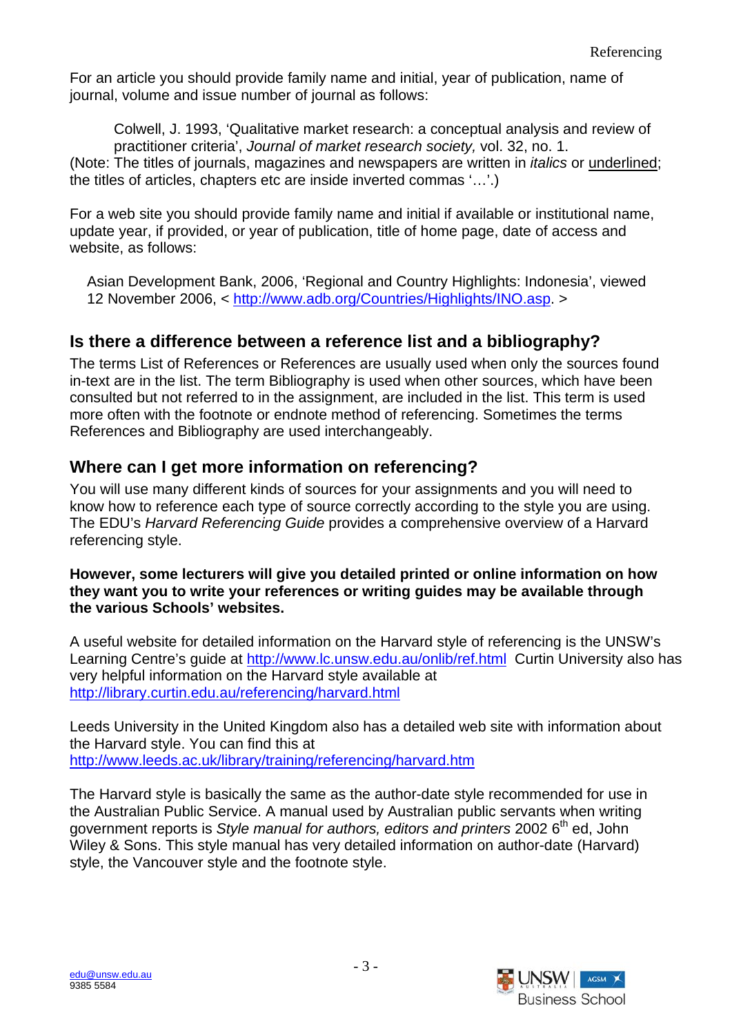For an article you should provide family name and initial, year of publication, name of journal, volume and issue number of journal as follows:

> Colwell, J. 1993, 'Qualitative market research: a conceptual analysis and review of practitioner criteria', *Journal of market research society,* vol. 32, no. 1.

(Note: The titles of journals, magazines and newspapers are written in *italics* or <u>underlined</u>; the titles of articles, chapters etc are inside inverted commas '…'.)

For a web site you should provide family name and initial if available or institutional name, update year, if provided, or year of publication, title of home page, date of access and website, as follows:

> Asian Development Bank, 2006, 'Regional and Country Highlights: Indonesia', viewed 12 November 2006, < http://www.adb.org/Countries/Highlights/INO.asp. >

## Is there a difference between a reference list and a bibliography?

The terms List of References or References are usually used when only the sources found in-text are in the list. The term Bibliography is used when other sources, which have been consulted but not referred to in the assignment, are included in the list. This term is used more often with the footnote or endnote method of referencing. Sometimes the terms References and Bibliography are used interchangeably.

## Where can I get more information on referencing?

You will use many different kinds of sources for your assignments and you will need to know how to reference each type of source correctly according to the style you are using. The EDU's *Harvard Referencing Guide* provides a comprehensive overview of a Harvard referencing style.

**However, some lecturers will give you detailed printed or online information on how they want you to write your references or writing guides may be available through the various Schools' websites.**

A useful website for detailed information on the Harvard style of referencing is the UNSW's Learning Centre's guide at http://www.lc.unsw.edu.au/onlib/ref.html Curtin University also has very helpful information on the Harvard style available at http://library.curtin.edu.au/referencing/harvard.html

Leeds University in the United Kingdom also has a detailed web site with information about the Harvard style. You can find this at http://www.leeds.ac.uk/library/training/referencing/harvard.htm

The Harvard style is basically the same as the author-date style recommended for use in the Australian Public Service. A manual used by Australian public servants when writing government reports is *Style manual for authors, editors and printers* 2002 6th ed, John Wiley & Sons. This style manual has very detailed information on author-date (Harvard) style, the Vancouver style and the footnote style.

edu@unsw.edu.au
9385 5584